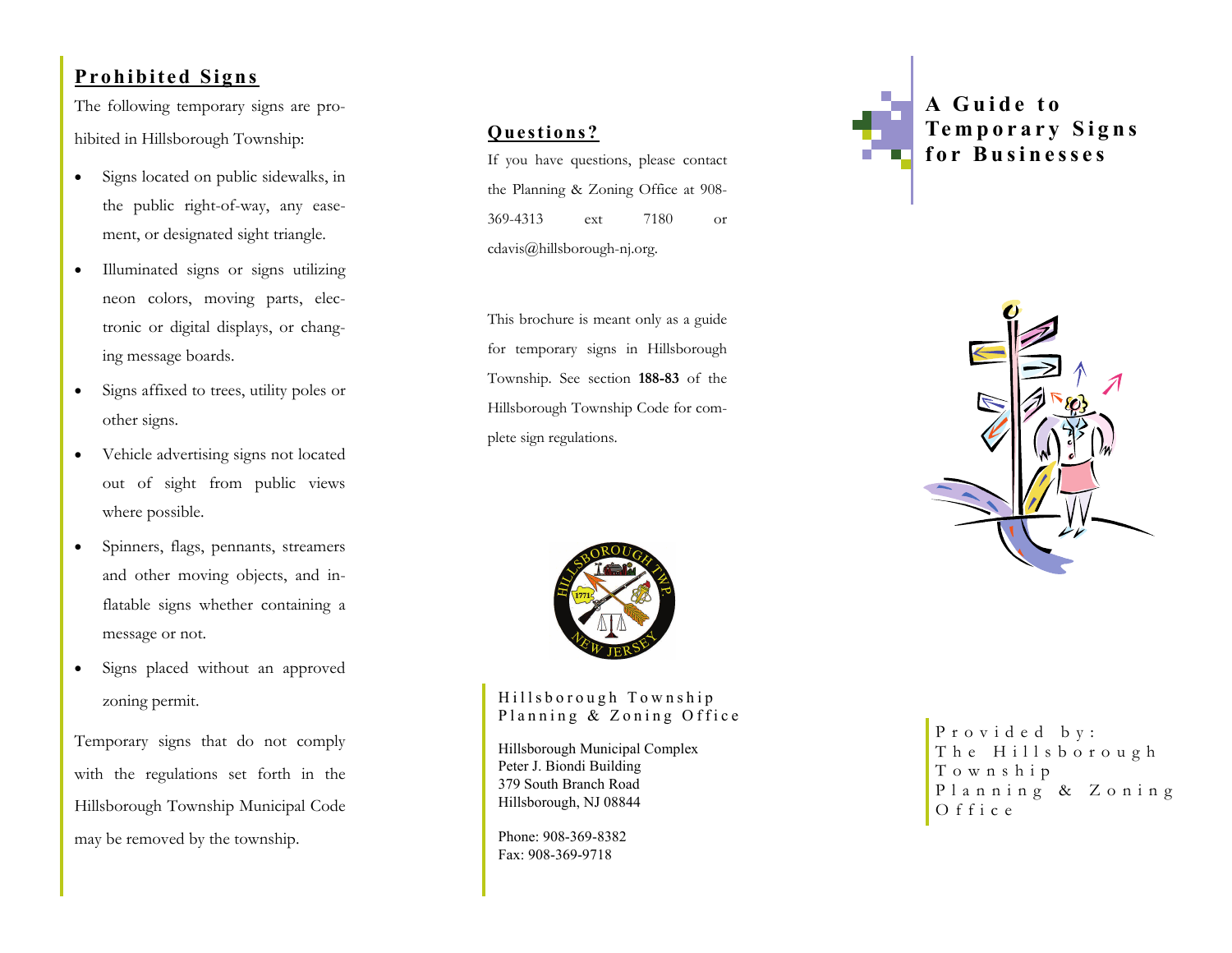## Prohibited Signs

The following temporary signs are prohibited in Hillsborough Township:

- Signs located on public sidewalks, in the public right-of-way, any easement, or designated sight triangle.
- Illuminated signs or signs utilizing neon colors, moving parts, electronic or digital displays, or changing message boards.
- Signs affixed to trees, utility poles or other signs.
- Vehicle advertising signs not located out of sight from public views where possible.
- Spinners, flags, pennants, streamers and other moving objects, and inflatable signs whether containing a message or not.
- Signs placed without an approved zoning permit.

Temporary signs that do not comply with the regulations set forth in the Hillsborough Township Municipal Code may be removed by the township.

## Questions?

If you have questions, please contact the Planning & Zoning Office at 908-369-4313 ext 7180 or cdavis@hillsborough-nj.org.

This brochure is meant only as a guide for temporary signs in Hillsborough Township. See section **188-83** of the Hillsborough Township Code for complete sign regulations.

Hillsborough Township
Planning & Zoning Office

Hillsborough Municipal Complex
Peter J. Biondi Building
379 South Branch Road
Hillsborough, NJ 08844

Phone: 908-369-8382
Fax: 908-369-9718

# A Guide to Temporary Signs for Businesses

Provided by:
The Hillsborough Township Planning & Zoning Office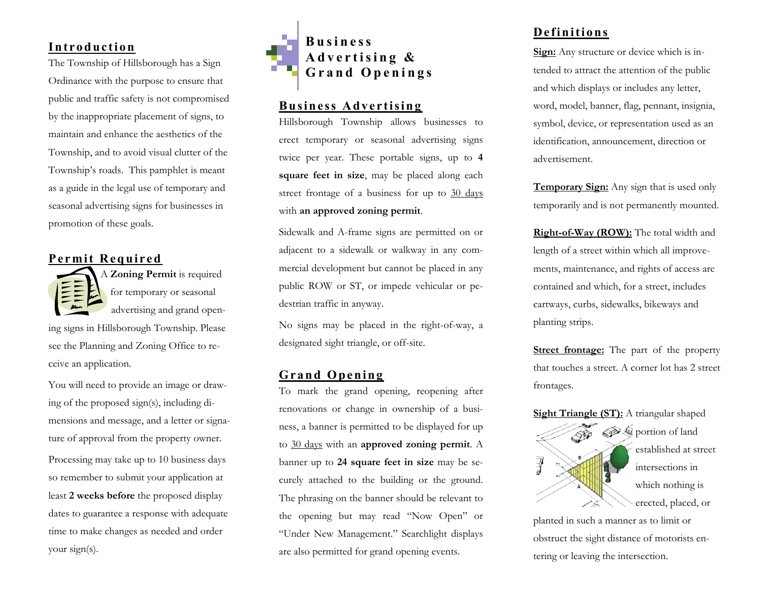## Introduction

The Township of Hillsborough has a Sign Ordinance with the purpose to ensure that public and traffic safety is not compromised by the inappropriate placement of signs, to maintain and enhance the aesthetics of the Township, and to avoid visual clutter of the Township's roads. This pamphlet is meant as a guide in the legal use of temporary and seasonal advertising signs for businesses in promotion of these goals.

## Permit Required

A **Zoning Permit** is required for temporary or seasonal advertising and grand opening signs in Hillsborough Township. Please see the Planning and Zoning Office to receive an application.

You will need to provide an image or drawing of the proposed sign(s), including dimensions and message, and a letter or signature of approval from the property owner.

Processing may take up to 10 business days so remember to submit your application at least **2 weeks before** the proposed display dates to guarantee a response with adequate time to make changes as needed and order your sign(s).

# Business Advertising & Grand Openings

## Business Advertising

Hillsborough Township allows businesses to erect temporary or seasonal advertising signs twice per year. These portable signs, up to **4 square feet in size**, may be placed along each street frontage of a business for up to <u>30 days</u> with **an approved zoning permit**.

Sidewalk and A-frame signs are permitted on or adjacent to a sidewalk or walkway in any commercial development but cannot be placed in any public ROW or ST, or impede vehicular or pedestrian traffic in anyway.

No signs may be placed in the right-of-way, a designated sight triangle, or off-site.

## Grand Opening

To mark the grand opening, reopening after renovations or change in ownership of a business, a banner is permitted to be displayed for up to <u>30 days</u> with an **approved zoning permit**. A banner up to **24 square feet in size** may be securely attached to the building or the ground. The phrasing on the banner should be relevant to the opening but may read "Now Open" or "Under New Management." Searchlight displays are also permitted for grand opening events.

## Definitions

**Sign:** Any structure or device which is intended to attract the attention of the public and which displays or includes any letter, word, model, banner, flag, pennant, insignia, symbol, device, or representation used as an identification, announcement, direction or advertisement.

**Temporary Sign:** Any sign that is used only temporarily and is not permanently mounted.

**Right-of-Way (ROW):** The total width and length of a street within which all improvements, maintenance, and rights of access are contained and which, for a street, includes cartways, curbs, sidewalks, bikeways and planting strips.

**Street frontage:** The part of the property that touches a street. A corner lot has 2 street frontages.

**Sight Triangle (ST):** A triangular shaped portion of land established at street intersections in which nothing is erected, placed, or planted in such a manner as to limit or obstruct the sight distance of motorists entering or leaving the intersection.